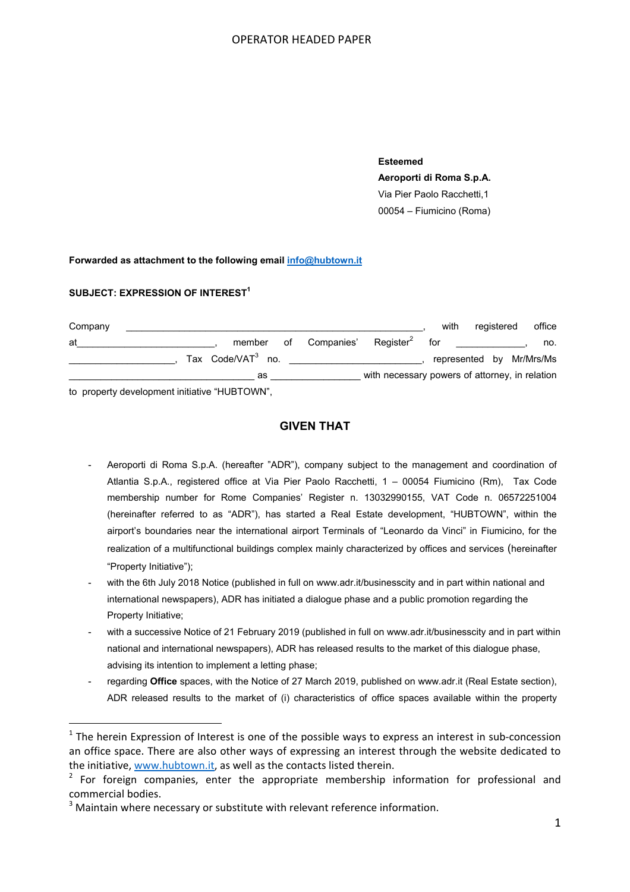OPERATOR HEADED PAPER

**Esteemed**
**Aeroporti di Roma S.p.A.**
Via Pier Paolo Racchetti,1
00054 – Fiumicino (Roma)

**Forwarded as attachment to the following email [info@hubtown.it](mailto:info@hubtown.it)**

**SUBJECT: EXPRESSION OF INTEREST[1]**

Company ________________________________________________________, with registered office at_________________________, member of Companies' Register[2] for _____________, no. ____________________, Tax Code/VAT[3] no. ________________________, represented by Mr/Mrs/Ms __________________________________ as ________________ with necessary powers of attorney, in relation to property development initiative "HUBTOWN",

## GIVEN THAT

- Aeroporti di Roma S.p.A. (hereafter "ADR"), company subject to the management and coordination of Atlantia S.p.A., registered office at Via Pier Paolo Racchetti, 1 – 00054 Fiumicino (Rm), Tax Code membership number for Rome Companies' Register n. 13032990155, VAT Code n. 06572251004 (hereinafter referred to as "ADR"), has started a Real Estate development, "HUBTOWN", within the airport's boundaries near the international airport Terminals of "Leonardo da Vinci" in Fiumicino, for the realization of a multifunctional buildings complex mainly characterized by offices and services (hereinafter "Property Initiative");
- with the 6th July 2018 Notice (published in full on www.adr.it/businesscity and in part within national and international newspapers), ADR has initiated a dialogue phase and a public promotion regarding the Property Initiative;
- with a successive Notice of 21 February 2019 (published in full on www.adr.it/businesscity and in part within national and international newspapers), ADR has released results to the market of this dialogue phase, advising its intention to implement a letting phase;
- regarding **Office** spaces, with the Notice of 27 March 2019, published on www.adr.it (Real Estate section), ADR released results to the market of (i) characteristics of office spaces available within the property

---

[1] The herein Expression of Interest is one of the possible ways to express an interest in sub-concession an office space. There are also other ways of expressing an interest through the website dedicated to the initiative, [www.hubtown.it](http://www.hubtown.it), as well as the contacts listed therein.

[2] For foreign companies, enter the appropriate membership information for professional and commercial bodies.

[3] Maintain where necessary or substitute with relevant reference information.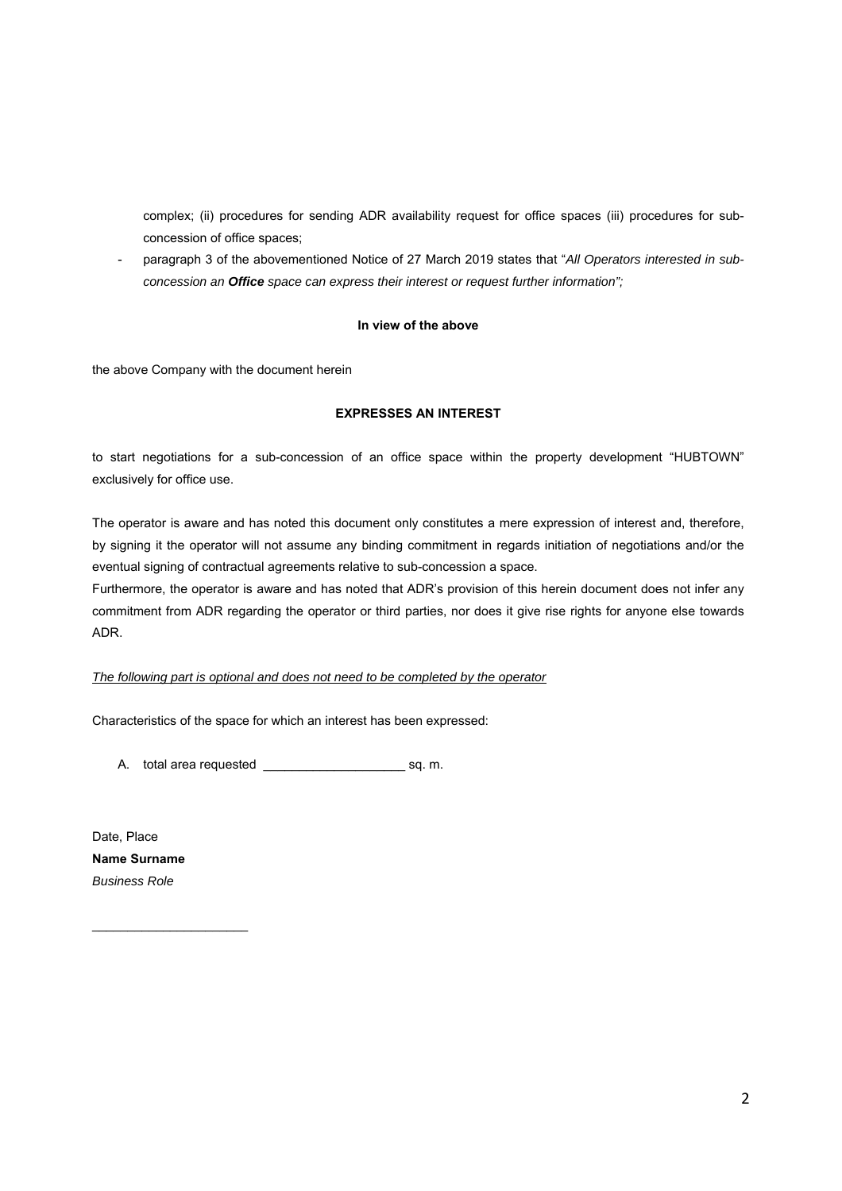complex; (ii) procedures for sending ADR availability request for office spaces (iii) procedures for sub-concession of office spaces;

- paragraph 3 of the abovementioned Notice of 27 March 2019 states that "*All Operators interested in sub-concession an* ***Office*** *space can express their interest or request further information";*

**In view of the above**

the above Company with the document herein

**EXPRESSES AN INTEREST**

to start negotiations for a sub-concession of an office space within the property development "HUBTOWN" exclusively for office use.

The operator is aware and has noted this document only constitutes a mere expression of interest and, therefore, by signing it the operator will not assume any binding commitment in regards initiation of negotiations and/or the eventual signing of contractual agreements relative to sub-concession a space.

Furthermore, the operator is aware and has noted that ADR's provision of this herein document does not infer any commitment from ADR regarding the operator or third parties, nor does it give rise rights for anyone else towards ADR.

*The following part is optional and does not need to be completed by the operator*

Characteristics of the space for which an interest has been expressed:

A. total area requested ____________________ sq. m.

Date, Place

**Name Surname**

*Business Role*

______________________